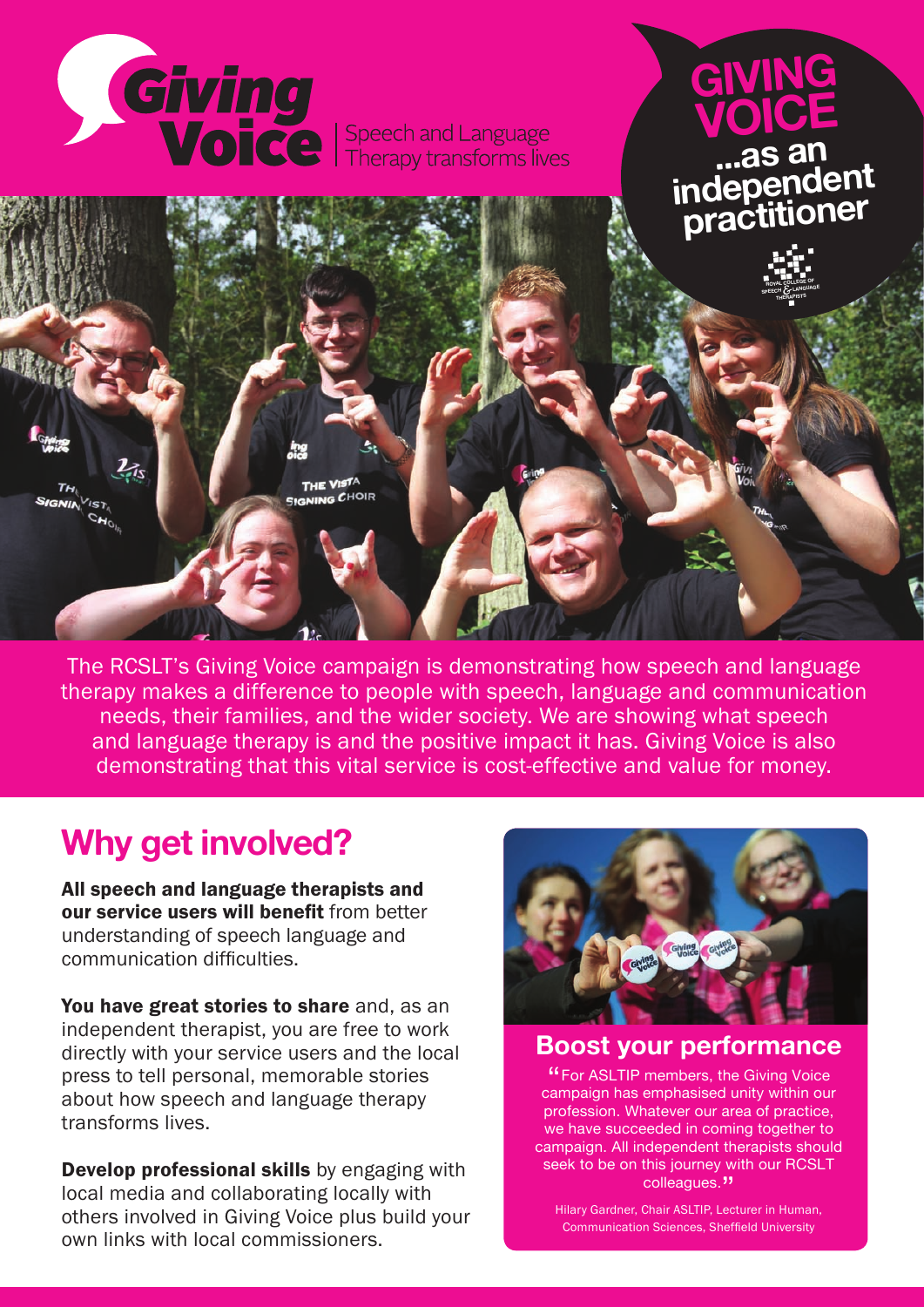# Giving Voice

Speech and Language Therapy transforms lives

## GIVING VOICE ...as an independent practitioner

The RCSLT's Giving Voice campaign is demonstrating how speech and language therapy makes a difference to people with speech, language and communication needs, their families, and the wider society. We are showing what speech and language therapy is and the positive impact it has. Giving Voice is also demonstrating that this vital service is cost-effective and value for money.

## Why get involved?

**All speech and language therapists and our service users will benefit** from better understanding of speech language and communication difficulties.

**You have great stories to share** and, as an independent therapist, you are free to work directly with your service users and the local press to tell personal, memorable stories about how speech and language therapy transforms lives.

**Develop professional skills** by engaging with local media and collaborating locally with others involved in Giving Voice plus build your own links with local commissioners.

### Boost your performance

"For ASLTIP members, the Giving Voice campaign has emphasised unity within our profession. Whatever our area of practice, we have succeeded in coming together to campaign. All independent therapists should seek to be on this journey with our RCSLT colleagues."

Hilary Gardner, Chair ASLTIP, Lecturer in Human, Communication Sciences, Sheffield University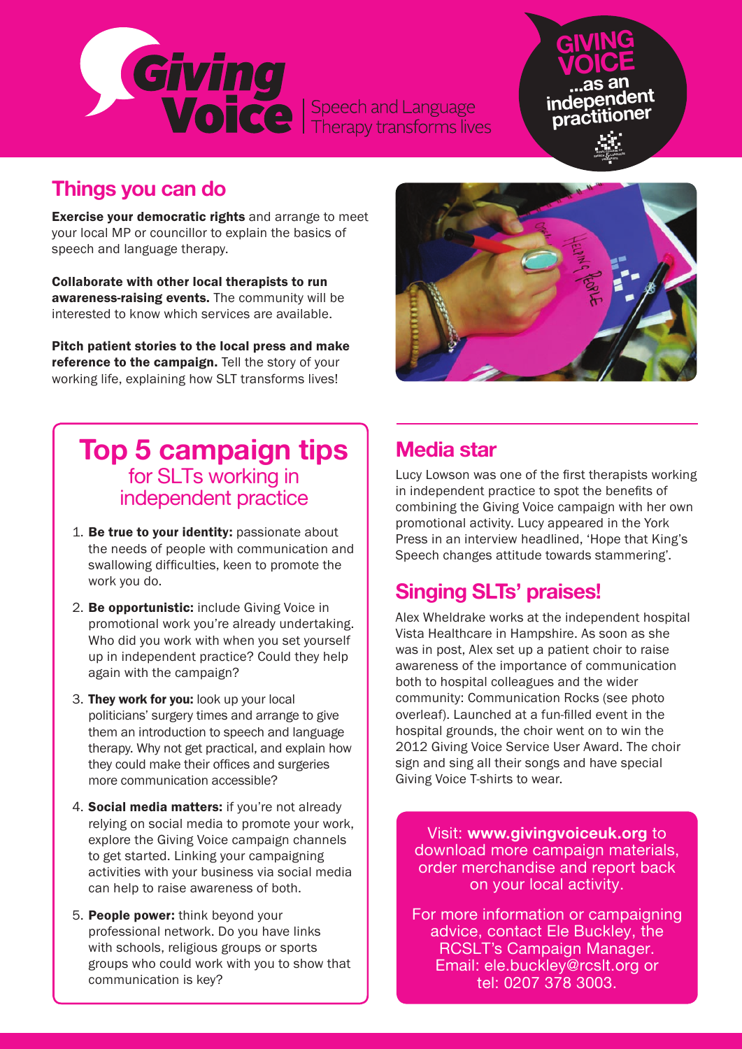# Giving Voice | Speech and Language Therapy transforms lives

GIVING VOICE ...as an independent practitioner

## Things you can do

**Exercise your democratic rights** and arrange to meet your local MP or councillor to explain the basics of speech and language therapy.

**Collaborate with other local therapists to run awareness-raising events.** The community will be interested to know which services are available.

**Pitch patient stories to the local press and make reference to the campaign.** Tell the story of your working life, explaining how SLT transforms lives!

## Top 5 campaign tips
### for SLTs working in independent practice

1. **Be true to your identity:** passionate about the needs of people with communication and swallowing difficulties, keen to promote the work you do.
2. **Be opportunistic:** include Giving Voice in promotional work you're already undertaking. Who did you work with when you set yourself up in independent practice? Could they help again with the campaign?
3. **They work for you:** look up your local politicians' surgery times and arrange to give them an introduction to speech and language therapy. Why not get practical, and explain how they could make their offices and surgeries more communication accessible?
4. **Social media matters:** if you're not already relying on social media to promote your work, explore the Giving Voice campaign channels to get started. Linking your campaigning activities with your business via social media can help to raise awareness of both.
5. **People power:** think beyond your professional network. Do you have links with schools, religious groups or sports groups who could work with you to show that communication is key?

## Media star

Lucy Lowson was one of the first therapists working in independent practice to spot the benefits of combining the Giving Voice campaign with her own promotional activity. Lucy appeared in the York Press in an interview headlined, 'Hope that King's Speech changes attitude towards stammering'.

## Singing SLTs' praises!

Alex Wheldrake works at the independent hospital Vista Healthcare in Hampshire. As soon as she was in post, Alex set up a patient choir to raise awareness of the importance of communication both to hospital colleagues and the wider community: Communication Rocks (see photo overleaf). Launched at a fun-filled event in the hospital grounds, the choir went on to win the 2012 Giving Voice Service User Award. The choir sign and sing all their songs and have special Giving Voice T-shirts to wear.

Visit: **www.givingvoiceuk.org** to download more campaign materials, order merchandise and report back on your local activity.

For more information or campaigning advice, contact Ele Buckley, the RCSLT's Campaign Manager. Email: ele.buckley@rcslt.org or tel: 0207 378 3003.